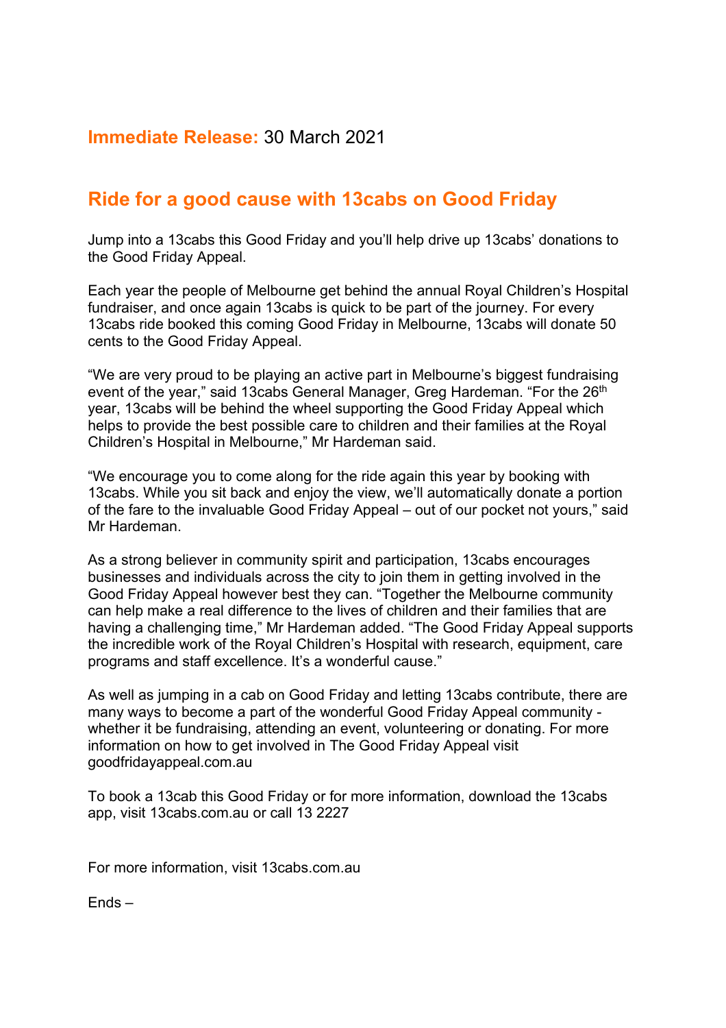**Immediate Release:** 30 March 2021

## Ride for a good cause with 13cabs on Good Friday

Jump into a 13cabs this Good Friday and you'll help drive up 13cabs' donations to the Good Friday Appeal.

Each year the people of Melbourne get behind the annual Royal Children's Hospital fundraiser, and once again 13cabs is quick to be part of the journey. For every 13cabs ride booked this coming Good Friday in Melbourne, 13cabs will donate 50 cents to the Good Friday Appeal.

"We are very proud to be playing an active part in Melbourne's biggest fundraising event of the year," said 13cabs General Manager, Greg Hardeman. "For the 26th year, 13cabs will be behind the wheel supporting the Good Friday Appeal which helps to provide the best possible care to children and their families at the Royal Children's Hospital in Melbourne," Mr Hardeman said.

"We encourage you to come along for the ride again this year by booking with 13cabs. While you sit back and enjoy the view, we'll automatically donate a portion of the fare to the invaluable Good Friday Appeal – out of our pocket not yours," said Mr Hardeman.

As a strong believer in community spirit and participation, 13cabs encourages businesses and individuals across the city to join them in getting involved in the Good Friday Appeal however best they can. "Together the Melbourne community can help make a real difference to the lives of children and their families that are having a challenging time," Mr Hardeman added. "The Good Friday Appeal supports the incredible work of the Royal Children's Hospital with research, equipment, care programs and staff excellence. It's a wonderful cause."

As well as jumping in a cab on Good Friday and letting 13cabs contribute, there are many ways to become a part of the wonderful Good Friday Appeal community - whether it be fundraising, attending an event, volunteering or donating. For more information on how to get involved in The Good Friday Appeal visit goodfridayappeal.com.au

To book a 13cab this Good Friday or for more information, download the 13cabs app, visit 13cabs.com.au or call 13 2227

For more information, visit 13cabs.com.au

Ends –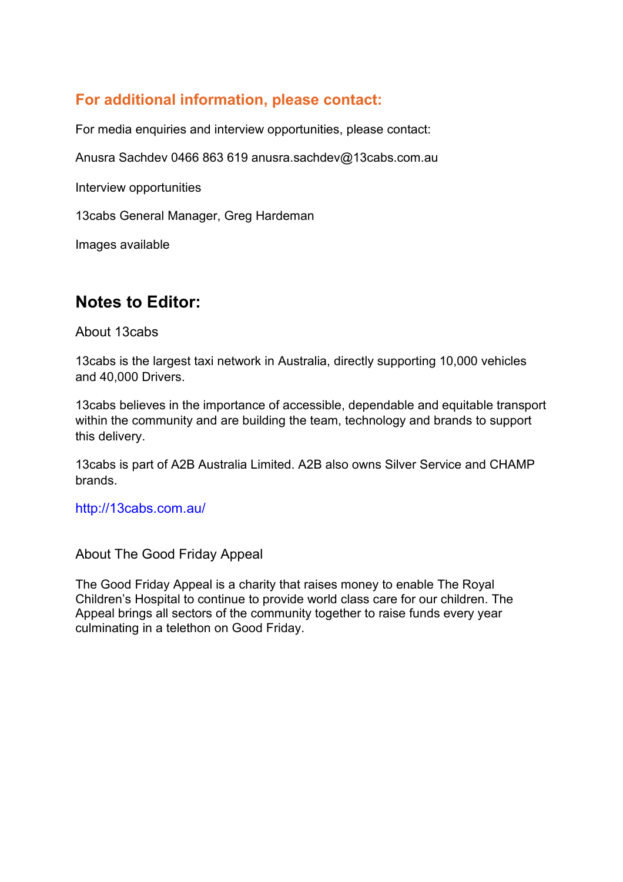## For additional information, please contact:

For media enquiries and interview opportunities, please contact:

Anusra Sachdev 0466 863 619 anusra.sachdev@13cabs.com.au

Interview opportunities

13cabs General Manager, Greg Hardeman

Images available

## Notes to Editor:

About 13cabs

13cabs is the largest taxi network in Australia, directly supporting 10,000 vehicles and 40,000 Drivers.

13cabs believes in the importance of accessible, dependable and equitable transport within the community and are building the team, technology and brands to support this delivery.

13cabs is part of A2B Australia Limited. A2B also owns Silver Service and CHAMP brands.

http://13cabs.com.au/

About The Good Friday Appeal

The Good Friday Appeal is a charity that raises money to enable The Royal Children's Hospital to continue to provide world class care for our children. The Appeal brings all sectors of the community together to raise funds every year culminating in a telethon on Good Friday.